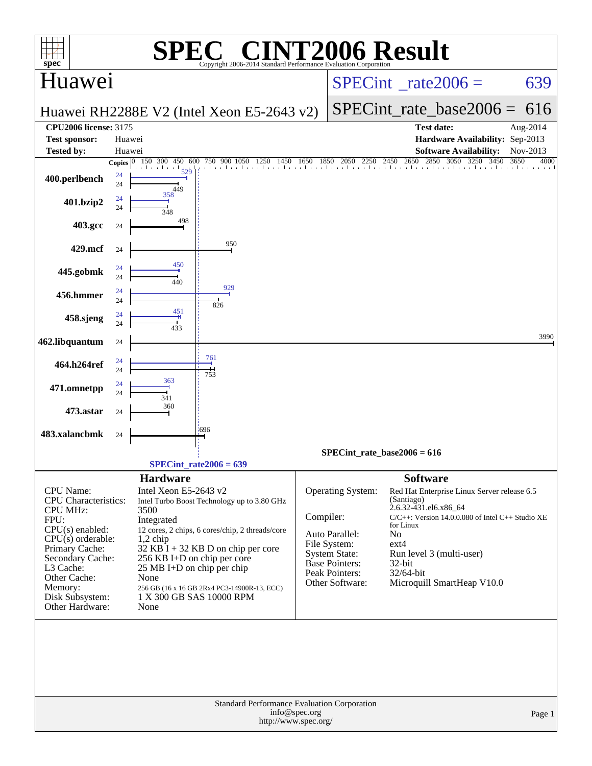# SPEC® CINT2006 Result

Copyright 2006-2014 Standard Performance Evaluation Corporation

## Huawei

**Huawei RH2288E V2 (Intel Xeon E5-2643 v2)**

SPECint_rate2006 = 639

SPECint_rate_base2006 = 616

| | | | |
|---|---|---|---|
| **CPU2006 license:** 3175 | | **Test date:** | Aug-2014 |
| **Test sponsor:** | Huawei | **Hardware Availability:** | Sep-2013 |
| **Tested by:** | Huawei | **Software Availability:** | Nov-2013 |

| Benchmark | Copies | Peak | Base |
|---|---|---|---|
| 400.perlbench | 24 | 529 | 449 |
| 401.bzip2 | 24 | 358 | 348 |
| 403.gcc | 24 | | 498 |
| 429.mcf | 24 | | 950 |
| 445.gobmk | 24 | 450 | 440 |
| 456.hmmer | 24 | 929 | 826 |
| 458.sjeng | 24 | 451 | 433 |
| 462.libquantum | 24 | | 3990 |
| 464.h264ref | 24 | 761 | 753 |
| 471.omnetpp | 24 | 363 | 341 |
| 473.astar | 24 | | 360 |
| 483.xalancbmk | 24 | | 696 |

SPECint_rate_base2006 = 616

SPECint_rate2006 = 639

### Hardware

| | |
|---|---|
| CPU Name: | Intel Xeon E5-2643 v2 |
| CPU Characteristics: | Intel Turbo Boost Technology up to 3.80 GHz |
| CPU MHz: | 3500 |
| FPU: | Integrated |
| CPU(s) enabled: | 12 cores, 2 chips, 6 cores/chip, 2 threads/core |
| CPU(s) orderable: | 1,2 chip |
| Primary Cache: | 32 KB I + 32 KB D on chip per core |
| Secondary Cache: | 256 KB I+D on chip per core |
| L3 Cache: | 25 MB I+D on chip per chip |
| Other Cache: | None |
| Memory: | 256 GB (16 x 16 GB 2Rx4 PC3-14900R-13, ECC) |
| Disk Subsystem: | 1 X 300 GB SAS 10000 RPM |
| Other Hardware: | None |

### Software

| | |
|---|---|
| Operating System: | Red Hat Enterprise Linux Server release 6.5 (Santiago) 2.6.32-431.el6.x86_64 |
| Compiler: | C/C++: Version 14.0.0.080 of Intel C++ Studio XE for Linux |
| Auto Parallel: | No |
| File System: | ext4 |
| System State: | Run level 3 (multi-user) |
| Base Pointers: | 32-bit |
| Peak Pointers: | 32/64-bit |
| Other Software: | Microquill SmartHeap V10.0 |

Standard Performance Evaluation Corporation
info@spec.org
http://www.spec.org/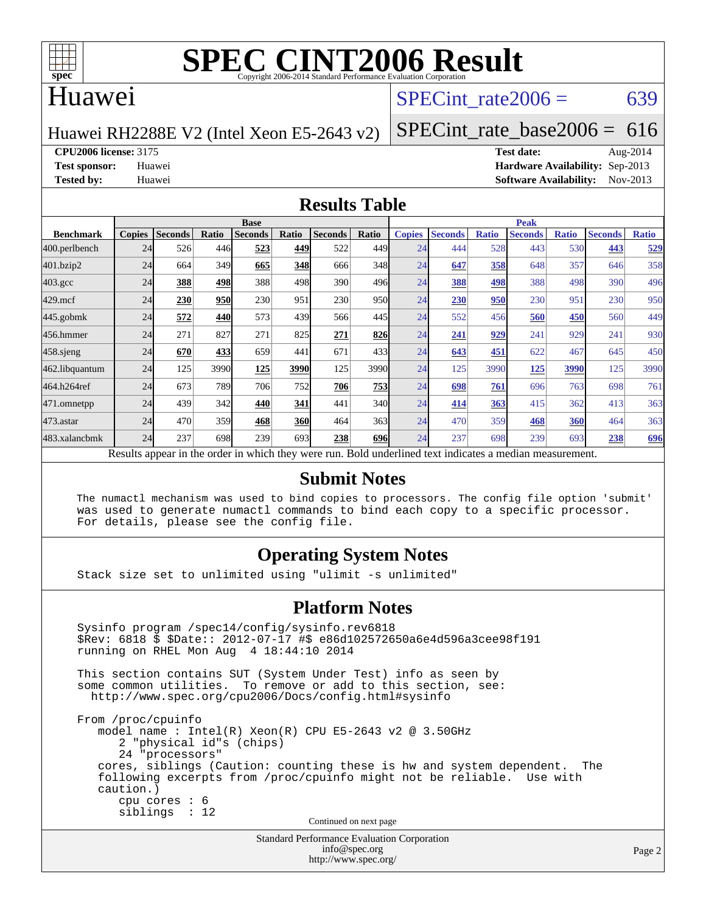# SPEC CINT2006 Result

Copyright 2006-2014 Standard Performance Evaluation Corporation

## Huawei

Huawei RH2288E V2 (Intel Xeon E5-2643 v2)

SPECint_rate2006 = 639

SPECint_rate_base2006 = 616

**CPU2006 license:** 3175
**Test sponsor:** Huawei
**Tested by:** Huawei

**Test date:** Aug-2014
**Hardware Availability:** Sep-2013
**Software Availability:** Nov-2013

## Results Table

| Benchmark | Base | | | | | | | Peak | | | | | | |
|---|---|---|---|---|---|---|---|---|---|---|---|---|---|---|
| | Copies | Seconds | Ratio | Seconds | Ratio | Seconds | Ratio | Copies | Seconds | Ratio | Seconds | Ratio | Seconds | Ratio |
| 400.perlbench | 24 | 526 | 446 | **523** | **449** | 522 | 449 | 24 | 444 | 528 | 443 | 530 | **443** | **529** |
| 401.bzip2 | 24 | 664 | 349 | **665** | **348** | 666 | 348 | 24 | **647** | **358** | 648 | 357 | 646 | 358 |
| 403.gcc | 24 | **388** | **498** | 388 | 498 | 390 | 496 | 24 | **388** | **498** | 388 | 498 | 390 | 496 |
| 429.mcf | 24 | **230** | **950** | 230 | 951 | 230 | 950 | 24 | **230** | **950** | 230 | 951 | 230 | 950 |
| 445.gobmk | 24 | **572** | **440** | 573 | 439 | 566 | 445 | 24 | 552 | 456 | **560** | **450** | 560 | 449 |
| 456.hmmer | 24 | 271 | 827 | 271 | 825 | **271** | **826** | 24 | **241** | **929** | 241 | 929 | 241 | 930 |
| 458.sjeng | 24 | **670** | **433** | 659 | 441 | 671 | 433 | 24 | **643** | **451** | 622 | 467 | 645 | 450 |
| 462.libquantum | 24 | 125 | 3990 | **125** | **3990** | 125 | 3990 | 24 | 125 | 3990 | **125** | **3990** | 125 | 3990 |
| 464.h264ref | 24 | 673 | 789 | 706 | 752 | **706** | **753** | 24 | **698** | **761** | 696 | 763 | 698 | 761 |
| 471.omnetpp | 24 | 439 | 342 | **440** | **341** | 441 | 340 | 24 | **414** | **363** | 415 | 362 | 413 | 363 |
| 473.astar | 24 | 470 | 359 | **468** | **360** | 464 | 363 | 24 | 470 | 359 | **468** | **360** | 464 | 363 |
| 483.xalancbmk | 24 | 237 | 698 | 239 | 693 | **238** | **696** | 24 | 237 | 698 | 239 | 693 | **238** | **696** |

Results appear in the order in which they were run. Bold underlined text indicates a median measurement.

## Submit Notes

```
The numactl mechanism was used to bind copies to processors. The config file option 'submit'
was used to generate numactl commands to bind each copy to a specific processor.
For details, please see the config file.
```

## Operating System Notes

```
Stack size set to unlimited using "ulimit -s unlimited"
```

## Platform Notes

```
Sysinfo program /spec14/config/sysinfo.rev6818
$Rev: 6818 $ $Date:: 2012-07-17 #$ e86d102572650a6e4d596a3cee98f191
running on RHEL Mon Aug  4 18:44:10 2014

This section contains SUT (System Under Test) info as seen by
some common utilities.  To remove or add to this section, see:
  http://www.spec.org/cpu2006/Docs/config.html#sysinfo

From /proc/cpuinfo
   model name : Intel(R) Xeon(R) CPU E5-2643 v2 @ 3.50GHz
      2 "physical id"s (chips)
      24 "processors"
   cores, siblings (Caution: counting these is hw and system dependent.  The
   following excerpts from /proc/cpuinfo might not be reliable.  Use with
   caution.)
      cpu cores : 6
      siblings  : 12
```

Continued on next page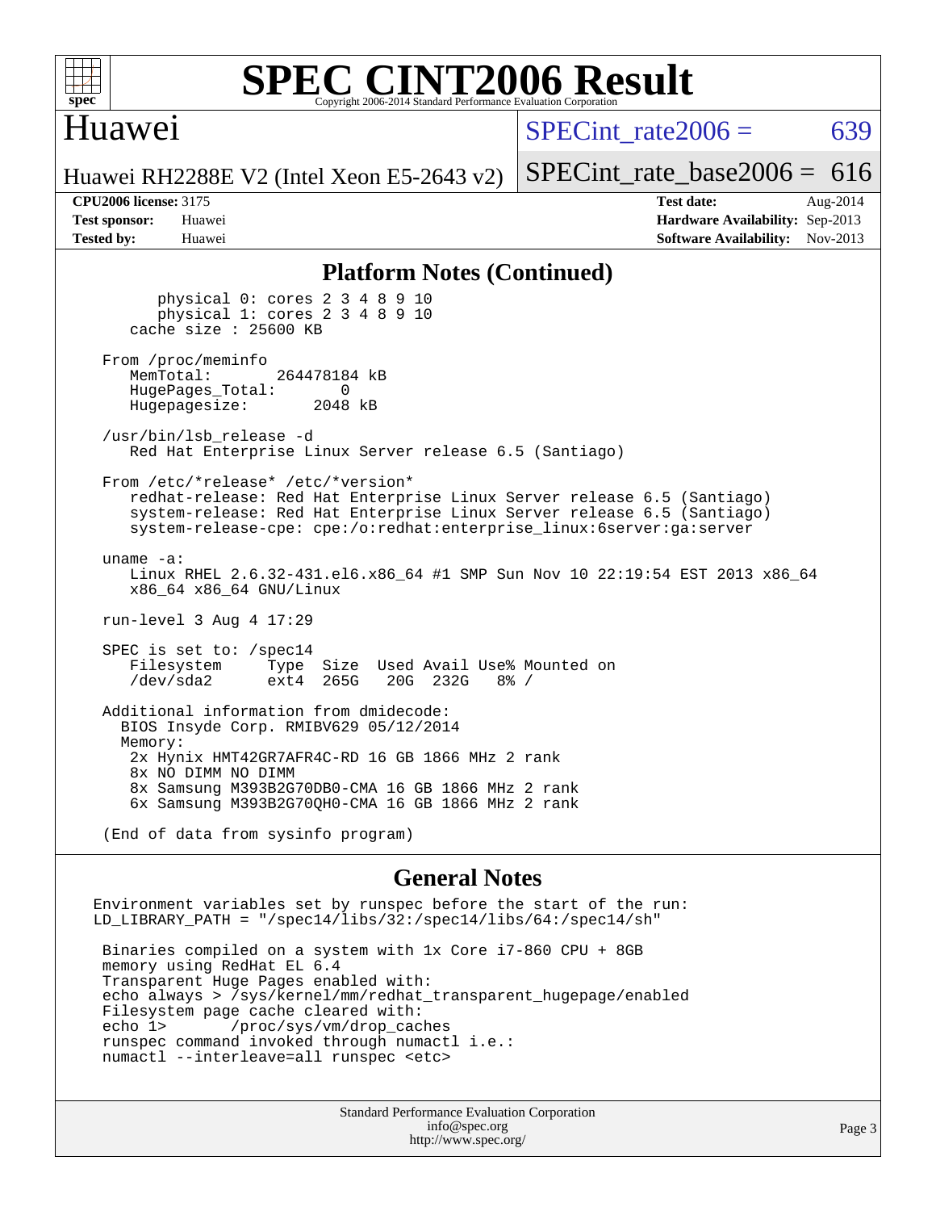# SPEC CINT2006 Result

Copyright 2006-2014 Standard Performance Evaluation Corporation

## Huawei

Huawei RH2288E V2 (Intel Xeon E5-2643 v2)

SPECint_rate2006 = 639

SPECint_rate_base2006 = 616

**CPU2006 license:** 3175
**Test sponsor:** Huawei
**Tested by:** Huawei

**Test date:** Aug-2014
**Hardware Availability:** Sep-2013
**Software Availability:** Nov-2013

## Platform Notes (Continued)

```
        physical 0: cores 2 3 4 8 9 10
        physical 1: cores 2 3 4 8 9 10
    cache size : 25600 KB

 From /proc/meminfo
    MemTotal:       264478184 kB
    HugePages_Total:       0
    Hugepagesize:       2048 kB

 /usr/bin/lsb_release -d
    Red Hat Enterprise Linux Server release 6.5 (Santiago)

 From /etc/*release* /etc/*version*
    redhat-release: Red Hat Enterprise Linux Server release 6.5 (Santiago)
    system-release: Red Hat Enterprise Linux Server release 6.5 (Santiago)
    system-release-cpe: cpe:/o:redhat:enterprise_linux:6server:ga:server

 uname -a:
    Linux RHEL 2.6.32-431.el6.x86_64 #1 SMP Sun Nov 10 22:19:54 EST 2013 x86_64
    x86_64 x86_64 GNU/Linux

 run-level 3 Aug 4 17:29

 SPEC is set to: /spec14
    Filesystem     Type  Size  Used Avail Use% Mounted on
    /dev/sda2      ext4  265G   20G  232G   8% /

 Additional information from dmidecode:
   BIOS Insyde Corp. RMIBV629 05/12/2014
   Memory:
    2x Hynix HMT42GR7AFR4C-RD 16 GB 1866 MHz 2 rank
    8x NO DIMM NO DIMM
    8x Samsung M393B2G70DB0-CMA 16 GB 1866 MHz 2 rank
    6x Samsung M393B2G70QH0-CMA 16 GB 1866 MHz 2 rank

 (End of data from sysinfo program)
```

## General Notes

```
Environment variables set by runspec before the start of the run:
LD_LIBRARY_PATH = "/spec14/libs/32:/spec14/libs/64:/spec14/sh"

 Binaries compiled on a system with 1x Core i7-860 CPU + 8GB
 memory using RedHat EL 6.4
 Transparent Huge Pages enabled with:
 echo always > /sys/kernel/mm/redhat_transparent_hugepage/enabled
 Filesystem page cache cleared with:
 echo 1>       /proc/sys/vm/drop_caches
 runspec command invoked through numactl i.e.:
 numactl --interleave=all runspec <etc>
```

Standard Performance Evaluation Corporation
info@spec.org
http://www.spec.org/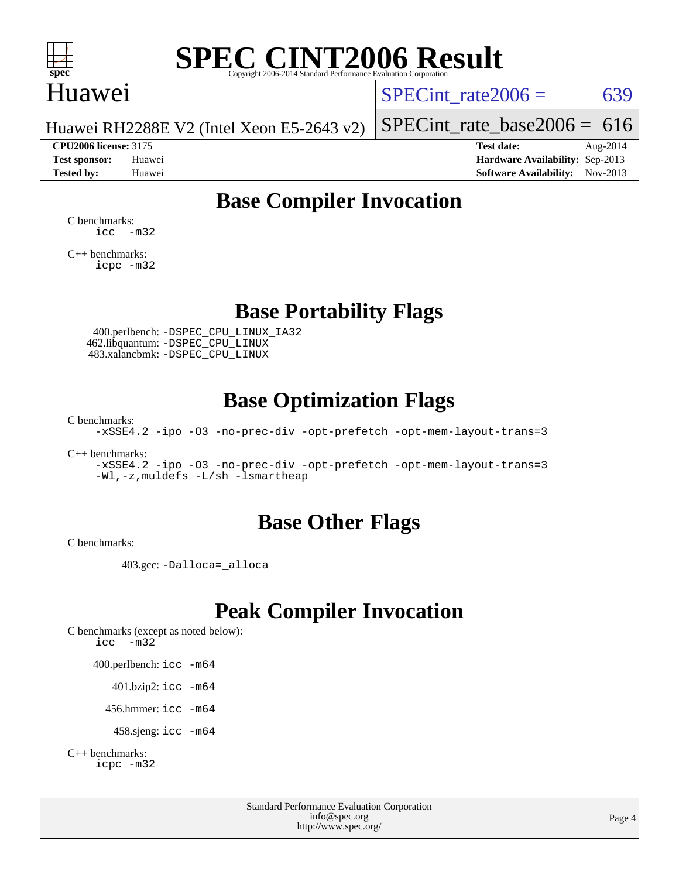# SPEC CINT2006 Result

Copyright 2006-2014 Standard Performance Evaluation Corporation

## Huawei

Huawei RH2288E V2 (Intel Xeon E5-2643 v2)

SPECint_rate2006 = 639

SPECint_rate_base2006 = 616

**CPU2006 license:** 3175
**Test sponsor:** Huawei
**Tested by:** Huawei

**Test date:** Aug-2014
**Hardware Availability:** Sep-2013
**Software Availability:** Nov-2013

## Base Compiler Invocation

C benchmarks:
```
icc -m32
```

C++ benchmarks:
```
icpc -m32
```

## Base Portability Flags

400.perlbench: `-DSPEC_CPU_LINUX_IA32`
462.libquantum: `-DSPEC_CPU_LINUX`
483.xalancbmk: `-DSPEC_CPU_LINUX`

## Base Optimization Flags

C benchmarks:
```
-xSSE4.2 -ipo -O3 -no-prec-div -opt-prefetch -opt-mem-layout-trans=3
```

C++ benchmarks:
```
-xSSE4.2 -ipo -O3 -no-prec-div -opt-prefetch -opt-mem-layout-trans=3
-Wl,-z,muldefs -L/sh -lsmartheap
```

## Base Other Flags

C benchmarks:

403.gcc: `-Dalloca=_alloca`

## Peak Compiler Invocation

C benchmarks (except as noted below):
```
icc -m32
```

400.perlbench: `icc -m64`

401.bzip2: `icc -m64`

456.hmmer: `icc -m64`

458.sjeng: `icc -m64`

C++ benchmarks:
```
icpc -m32
```

Standard Performance Evaluation Corporation
info@spec.org
http://www.spec.org/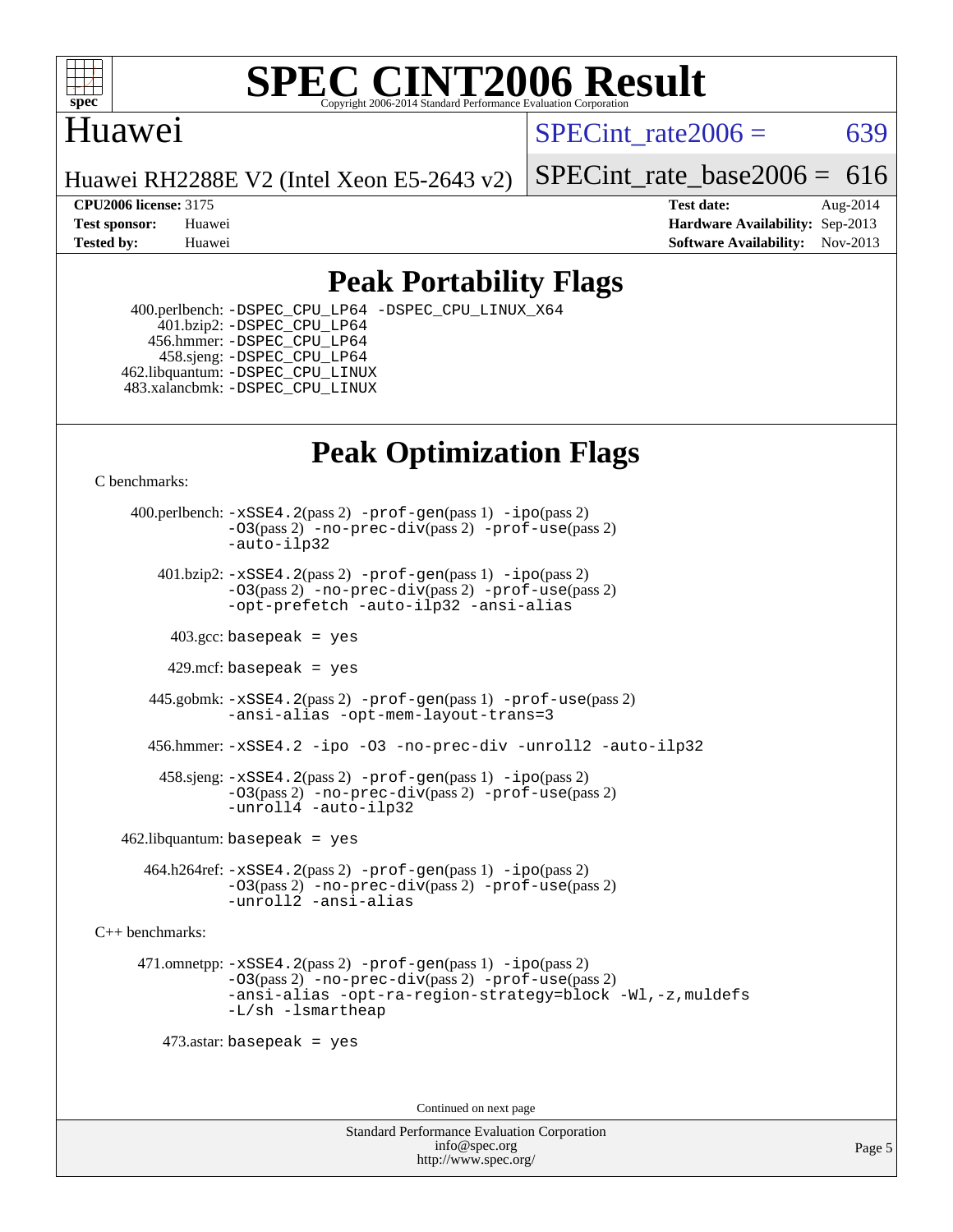# SPEC CINT2006 Result

Copyright 2006-2014 Standard Performance Evaluation Corporation

## Huawei

Huawei RH2288E V2 (Intel Xeon E5-2643 v2)

SPECint_rate2006 = 639

SPECint_rate_base2006 = 616

| | | | |
|---|---|---|---|
| **CPU2006 license:** 3175 | | **Test date:** | Aug-2014 |
| **Test sponsor:** | Huawei | **Hardware Availability:** | Sep-2013 |
| **Tested by:** | Huawei | **Software Availability:** | Nov-2013 |

## Peak Portability Flags

400.perlbench: `-DSPEC_CPU_LP64 -DSPEC_CPU_LINUX_X64`
401.bzip2: `-DSPEC_CPU_LP64`
456.hmmer: `-DSPEC_CPU_LP64`
458.sjeng: `-DSPEC_CPU_LP64`
462.libquantum: `-DSPEC_CPU_LINUX`
483.xalancbmk: `-DSPEC_CPU_LINUX`

## Peak Optimization Flags

C benchmarks:

400.perlbench: `-xSSE4.2`(pass 2) `-prof-gen`(pass 1) `-ipo`(pass 2) `-O3`(pass 2) `-no-prec-div`(pass 2) `-prof-use`(pass 2) `-auto-ilp32`

401.bzip2: `-xSSE4.2`(pass 2) `-prof-gen`(pass 1) `-ipo`(pass 2) `-O3`(pass 2) `-no-prec-div`(pass 2) `-prof-use`(pass 2) `-opt-prefetch -auto-ilp32 -ansi-alias`

403.gcc: `basepeak = yes`

429.mcf: `basepeak = yes`

445.gobmk: `-xSSE4.2`(pass 2) `-prof-gen`(pass 1) `-prof-use`(pass 2) `-ansi-alias -opt-mem-layout-trans=3`

456.hmmer: `-xSSE4.2 -ipo -O3 -no-prec-div -unroll2 -auto-ilp32`

458.sjeng: `-xSSE4.2`(pass 2) `-prof-gen`(pass 1) `-ipo`(pass 2) `-O3`(pass 2) `-no-prec-div`(pass 2) `-prof-use`(pass 2) `-unroll4 -auto-ilp32`

462.libquantum: `basepeak = yes`

464.h264ref: `-xSSE4.2`(pass 2) `-prof-gen`(pass 1) `-ipo`(pass 2) `-O3`(pass 2) `-no-prec-div`(pass 2) `-prof-use`(pass 2) `-unroll2 -ansi-alias`

C++ benchmarks:

471.omnetpp: `-xSSE4.2`(pass 2) `-prof-gen`(pass 1) `-ipo`(pass 2) `-O3`(pass 2) `-no-prec-div`(pass 2) `-prof-use`(pass 2) `-ansi-alias -opt-ra-region-strategy=block -Wl,-z,muldefs -L/sh -lsmartheap`

473.astar: `basepeak = yes`

Continued on next page

Standard Performance Evaluation Corporation
info@spec.org
http://www.spec.org/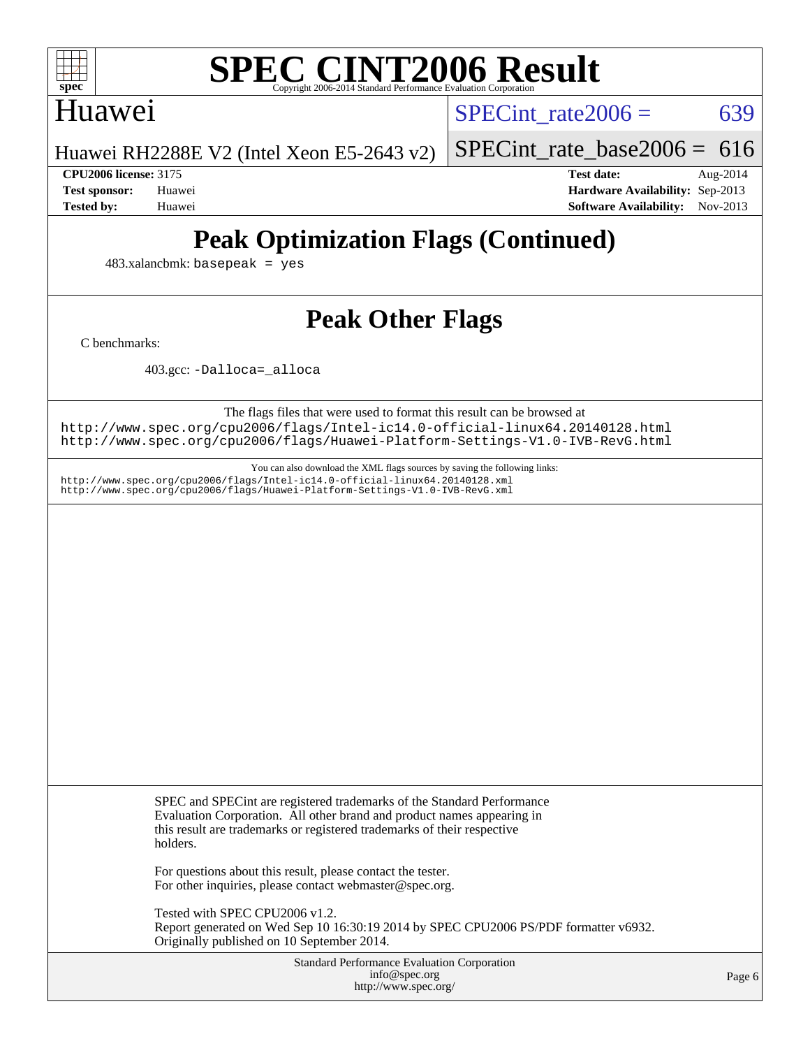## Peak Optimization Flags (Continued)

483.xalancbmk: basepeak = yes

## Peak Other Flags

C benchmarks:

403.gcc: -Dalloca=_alloca

The flags files that were used to format this result can be browsed at
http://www.spec.org/cpu2006/flags/Intel-ic14.0-official-linux64.20140128.html
http://www.spec.org/cpu2006/flags/Huawei-Platform-Settings-V1.0-IVB-RevG.html

You can also download the XML flags sources by saving the following links:
http://www.spec.org/cpu2006/flags/Intel-ic14.0-official-linux64.20140128.xml
http://www.spec.org/cpu2006/flags/Huawei-Platform-Settings-V1.0-IVB-RevG.xml

SPEC and SPECint are registered trademarks of the Standard Performance Evaluation Corporation. All other brand and product names appearing in this result are trademarks or registered trademarks of their respective holders.

For questions about this result, please contact the tester.
For other inquiries, please contact webmaster@spec.org.

Tested with SPEC CPU2006 v1.2.
Report generated on Wed Sep 10 16:30:19 2014 by SPEC CPU2006 PS/PDF formatter v6932.
Originally published on 10 September 2014.